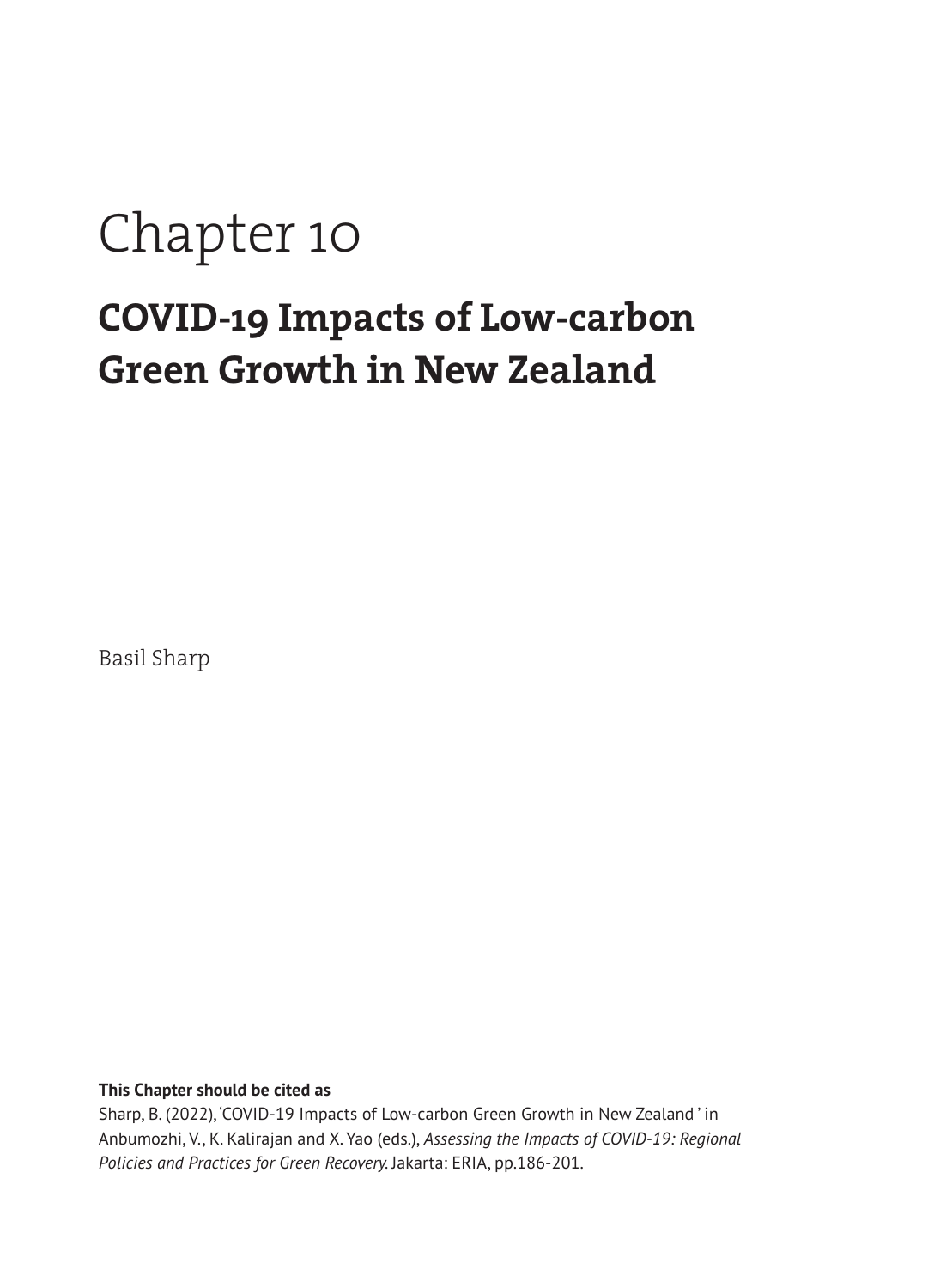# Chapter 10

## COVID-19 Impacts of Low-carbon Green Growth in New Zealand

Basil Sharp

**This Chapter should be cited as**

Sharp, B. (2022), 'COVID-19 Impacts of Low-carbon Green Growth in New Zealand ' in Anbumozhi, V., K. Kalirajan and X. Yao (eds.), *Assessing the Impacts of COVID-19: Regional Policies and Practices for Green Recovery.* Jakarta: ERIA, pp.186-201.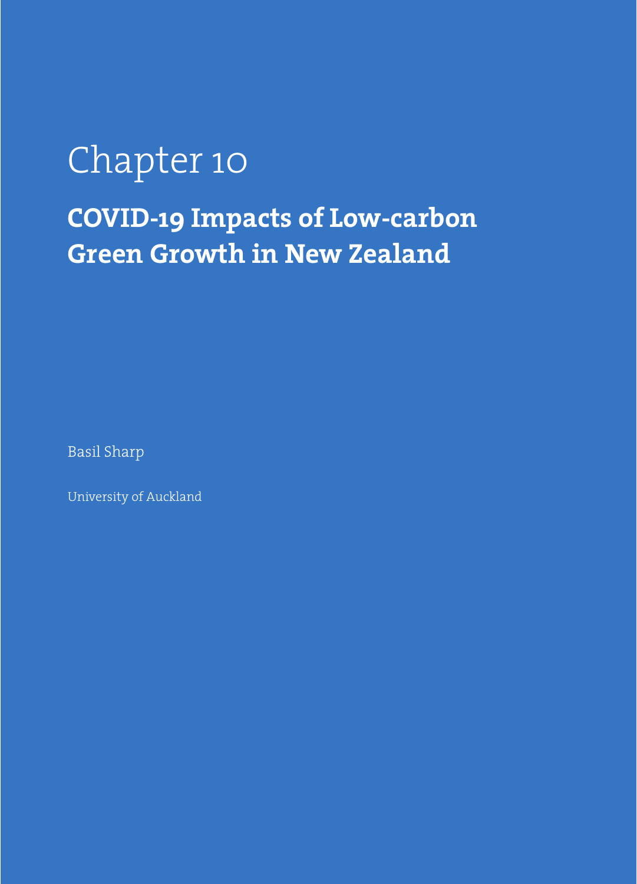# Chapter 10

## COVID-19 Impacts of Low-carbon Green Growth in New Zealand

Basil Sharp

University of Auckland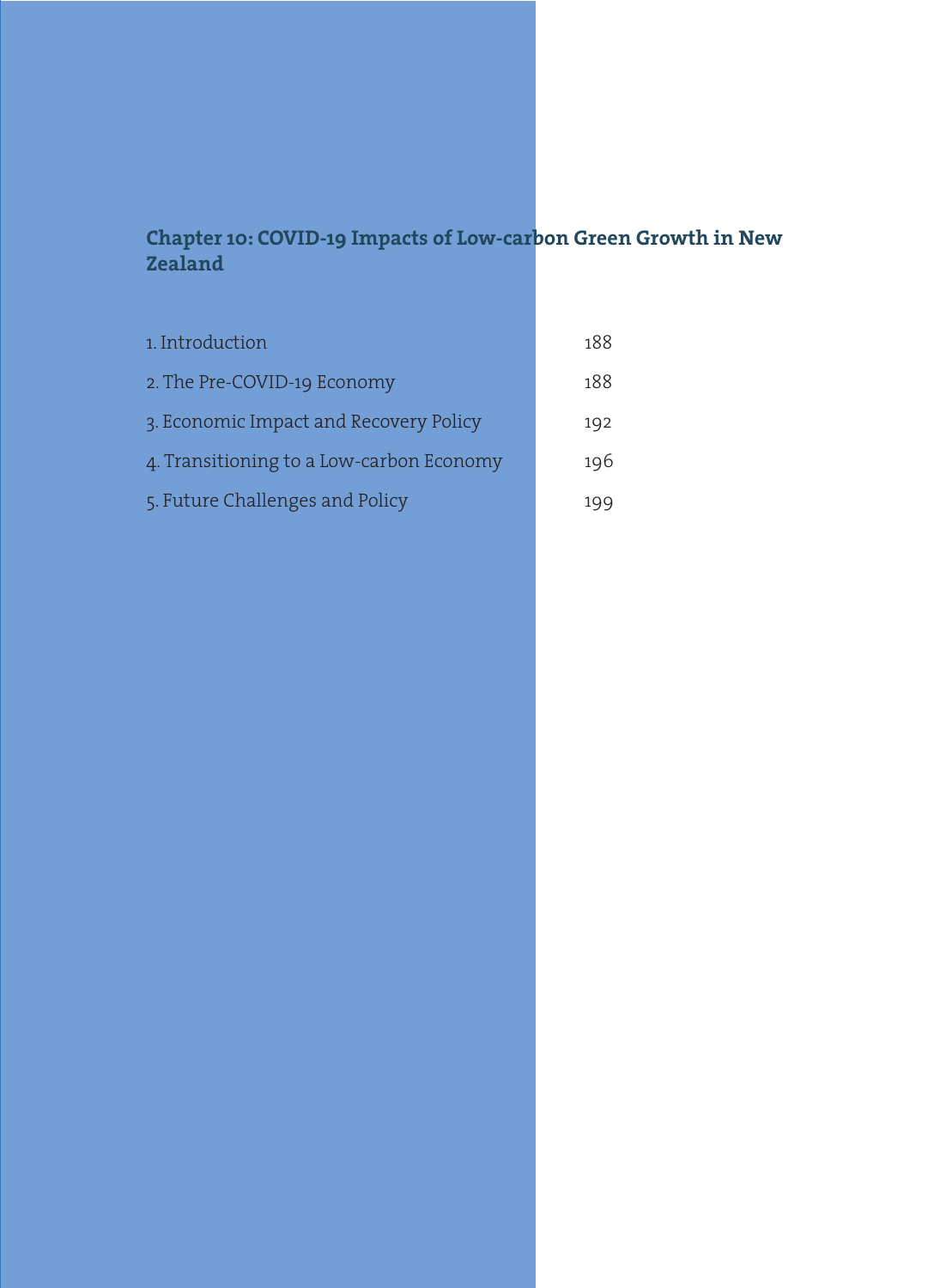## Chapter 10: COVID-19 Impacts of Low-carbon Green Growth in New Zealand

| | |
|---|---|
| 1. Introduction | 188 |
| 2. The Pre-COVID-19 Economy | 188 |
| 3. Economic Impact and Recovery Policy | 192 |
| 4. Transitioning to a Low-carbon Economy | 196 |
| 5. Future Challenges and Policy | 199 |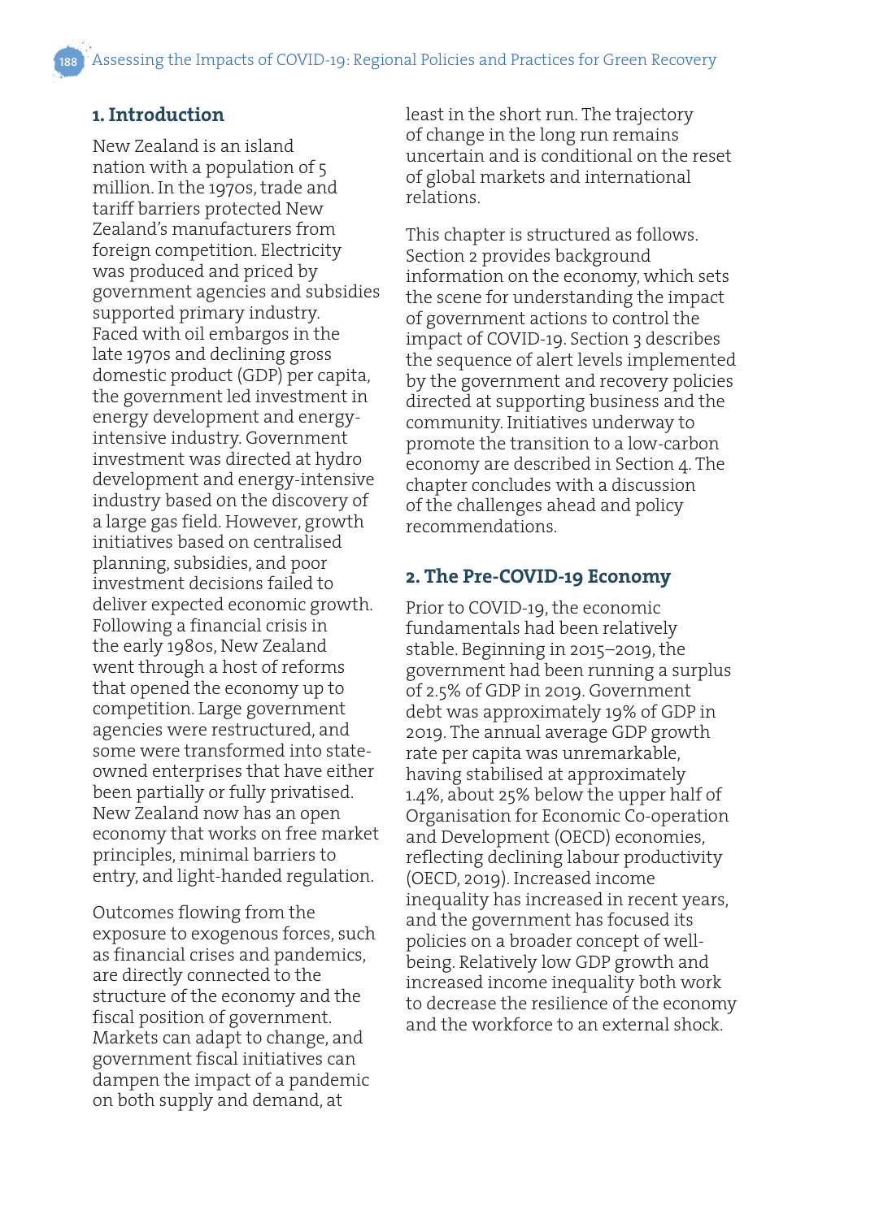## 1. Introduction

New Zealand is an island nation with a population of 5 million. In the 1970s, trade and tariff barriers protected New Zealand's manufacturers from foreign competition. Electricity was produced and priced by government agencies and subsidies supported primary industry. Faced with oil embargos in the late 1970s and declining gross domestic product (GDP) per capita, the government led investment in energy development and energy-intensive industry. Government investment was directed at hydro development and energy-intensive industry based on the discovery of a large gas field. However, growth initiatives based on centralised planning, subsidies, and poor investment decisions failed to deliver expected economic growth. Following a financial crisis in the early 1980s, New Zealand went through a host of reforms that opened the economy up to competition. Large government agencies were restructured, and some were transformed into state-owned enterprises that have either been partially or fully privatised. New Zealand now has an open economy that works on free market principles, minimal barriers to entry, and light-handed regulation.

Outcomes flowing from the exposure to exogenous forces, such as financial crises and pandemics, are directly connected to the structure of the economy and the fiscal position of government. Markets can adapt to change, and government fiscal initiatives can dampen the impact of a pandemic on both supply and demand, at least in the short run. The trajectory of change in the long run remains uncertain and is conditional on the reset of global markets and international relations.

This chapter is structured as follows. Section 2 provides background information on the economy, which sets the scene for understanding the impact of government actions to control the impact of COVID-19. Section 3 describes the sequence of alert levels implemented by the government and recovery policies directed at supporting business and the community. Initiatives underway to promote the transition to a low-carbon economy are described in Section 4. The chapter concludes with a discussion of the challenges ahead and policy recommendations.

## 2. The Pre-COVID-19 Economy

Prior to COVID-19, the economic fundamentals had been relatively stable. Beginning in 2015–2019, the government had been running a surplus of 2.5% of GDP in 2019. Government debt was approximately 19% of GDP in 2019. The annual average GDP growth rate per capita was unremarkable, having stabilised at approximately 1.4%, about 25% below the upper half of Organisation for Economic Co-operation and Development (OECD) economies, reflecting declining labour productivity (OECD, 2019). Increased income inequality has increased in recent years, and the government has focused its policies on a broader concept of well-being. Relatively low GDP growth and increased income inequality both work to decrease the resilience of the economy and the workforce to an external shock.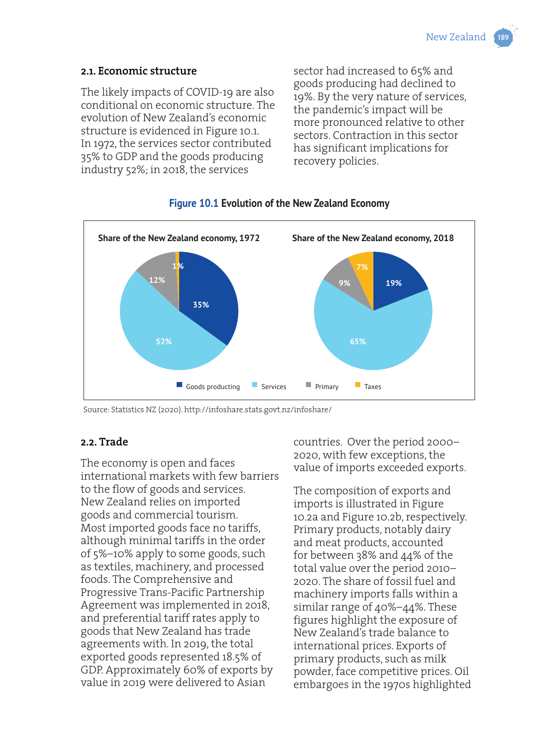### 2.1. Economic structure

The likely impacts of COVID-19 are also conditional on economic structure. The evolution of New Zealand's economic structure is evidenced in Figure 10.1. In 1972, the services sector contributed 35% to GDP and the goods producing industry 52%; in 2018, the services sector had increased to 65% and goods producing had declined to 19%. By the very nature of services, the pandemic's impact will be more pronounced relative to other sectors. Contraction in this sector has significant implications for recovery policies.

**Figure 10.1 Evolution of the New Zealand Economy**

Share of the New Zealand economy, 1972

| Sector | Share |
|---|---|
| Goods producting | 35% |
| Services | 52% |
| Primary | 12% |
| Taxes | 1% |

Share of the New Zealand economy, 2018

| Sector | Share |
|---|---|
| Goods producting | 19% |
| Services | 65% |
| Primary | 9% |
| Taxes | 7% |

Source: Statistics NZ (2020). http://infoshare.stats.govt.nz/infoshare/

### 2.2. Trade

The economy is open and faces international markets with few barriers to the flow of goods and services. New Zealand relies on imported goods and commercial tourism. Most imported goods face no tariffs, although minimal tariffs in the order of 5%–10% apply to some goods, such as textiles, machinery, and processed foods. The Comprehensive and Progressive Trans-Pacific Partnership Agreement was implemented in 2018, and preferential tariff rates apply to goods that New Zealand has trade agreements with. In 2019, the total exported goods represented 18.5% of GDP. Approximately 60% of exports by value in 2019 were delivered to Asian countries. Over the period 2000–2020, with few exceptions, the value of imports exceeded exports.

The composition of exports and imports is illustrated in Figure 10.2a and Figure 10.2b, respectively. Primary products, notably dairy and meat products, accounted for between 38% and 44% of the total value over the period 2010–2020. The share of fossil fuel and machinery imports falls within a similar range of 40%–44%. These figures highlight the exposure of New Zealand's trade balance to international prices. Exports of primary products, such as milk powder, face competitive prices. Oil embargoes in the 1970s highlighted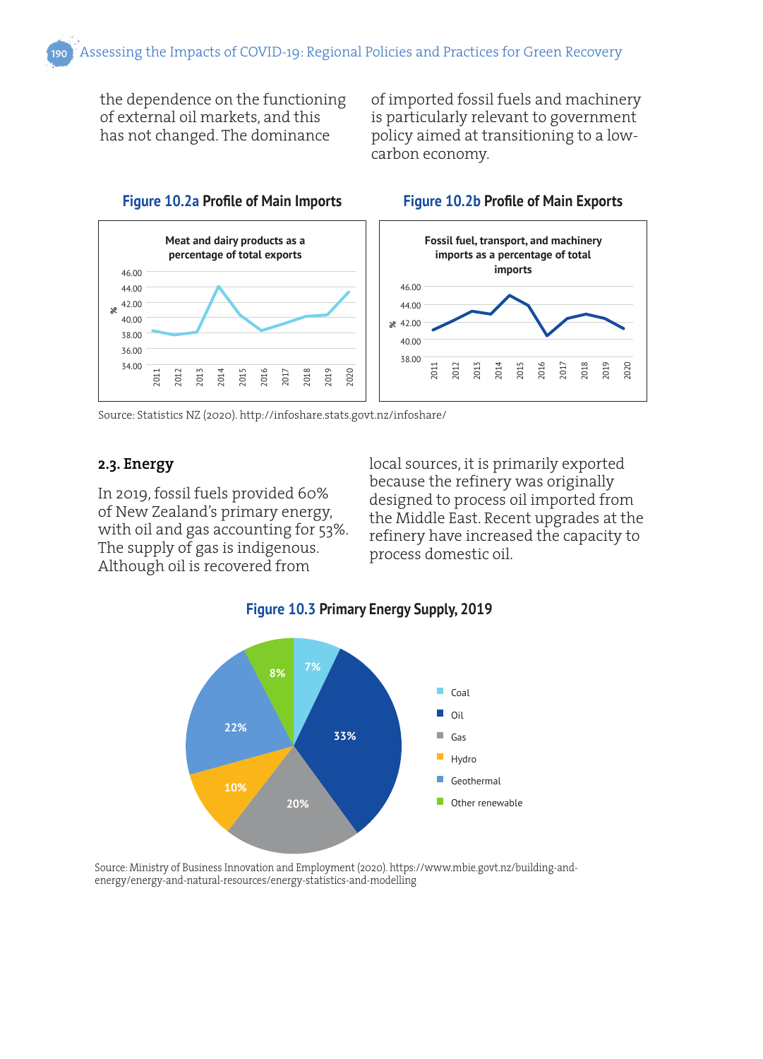the dependence on the functioning of external oil markets, and this has not changed. The dominance of imported fossil fuels and machinery is particularly relevant to government policy aimed at transitioning to a low-carbon economy.

**Figure 10.2a Profile of Main Imports**

Meat and dairy products as a percentage of total exports

**Figure 10.2b Profile of Main Exports**

Fossil fuel, transport, and machinery imports as a percentage of total imports

Source: Statistics NZ (2020). http://infoshare.stats.govt.nz/infoshare/

## 2.3. Energy

In 2019, fossil fuels provided 60% of New Zealand's primary energy, with oil and gas accounting for 53%. The supply of gas is indigenous. Although oil is recovered from local sources, it is primarily exported because the refinery was originally designed to process oil imported from the Middle East. Recent upgrades at the refinery have increased the capacity to process domestic oil.

**Figure 10.3 Primary Energy Supply, 2019**

| Source | Share |
|---|---|
| Coal | 7% |
| Oil | 33% |
| Gas | 20% |
| Hydro | 10% |
| Geothermal | 22% |
| Other renewable | 8% |

Source: Ministry of Business Innovation and Employment (2020). https://www.mbie.govt.nz/building-and-energy/energy-and-natural-resources/energy-statistics-and-modelling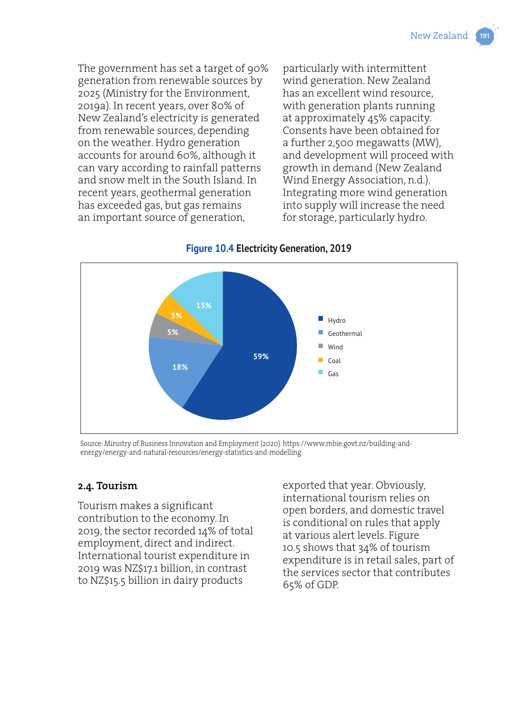The government has set a target of 90% generation from renewable sources by 2025 (Ministry for the Environment, 2019a). In recent years, over 80% of New Zealand's electricity is generated from renewable sources, depending on the weather. Hydro generation accounts for around 60%, although it can vary according to rainfall patterns and snow melt in the South Island. In recent years, geothermal generation has exceeded gas, but gas remains an important source of generation, particularly with intermittent wind generation. New Zealand has an excellent wind resource, with generation plants running at approximately 45% capacity. Consents have been obtained for a further 2,500 megawatts (MW), and development will proceed with growth in demand (New Zealand Wind Energy Association, n.d.). Integrating more wind generation into supply will increase the need for storage, particularly hydro.

**Figure 10.4 Electricity Generation, 2019**

| Source | Share |
|---|---|
| Hydro | 59% |
| Geothermal | 18% |
| Wind | 5% |
| Coal | 5% |
| Gas | 13% |

Source: Ministry of Business Innovation and Employment (2020). https://www.mbie.govt.nz/building-and-energy/energy-and-natural-resources/energy-statistics-and-modelling

### 2.4. Tourism

Tourism makes a significant contribution to the economy. In 2019, the sector recorded 14% of total employment, direct and indirect. International tourist expenditure in 2019 was NZ$17.1 billion, in contrast to NZ$15.5 billion in dairy products exported that year. Obviously, international tourism relies on open borders, and domestic travel is conditional on rules that apply at various alert levels. Figure 10.5 shows that 34% of tourism expenditure is in retail sales, part of the services sector that contributes 65% of GDP.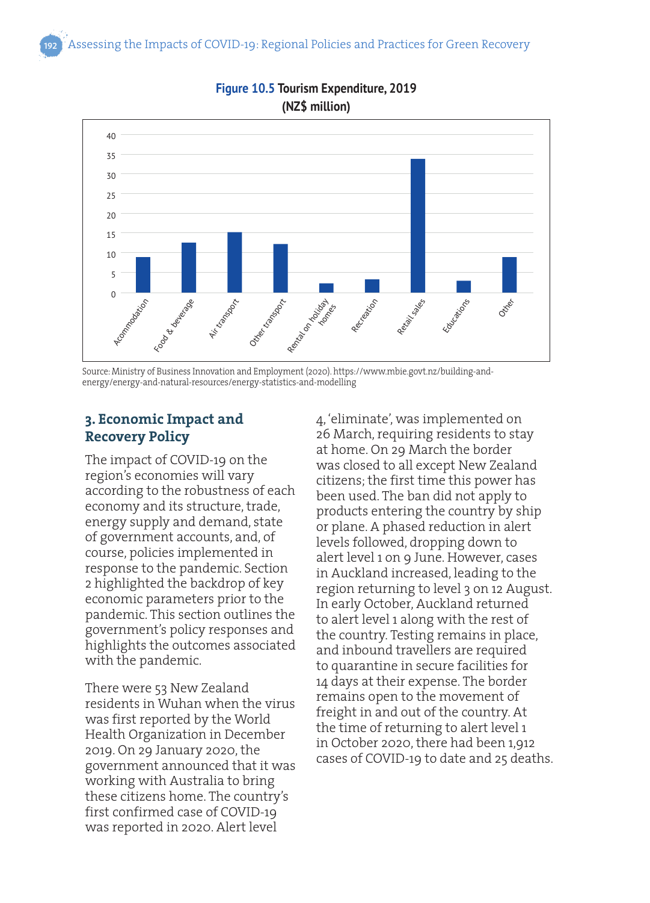**Figure 10.5** Tourism Expenditure, 2019 (NZ$ million)

Source: Ministry of Business Innovation and Employment (2020). https://www.mbie.govt.nz/building-and-energy/energy-and-natural-resources/energy-statistics-and-modelling

## 3. Economic Impact and Recovery Policy

The impact of COVID-19 on the region's economies will vary according to the robustness of each economy and its structure, trade, energy supply and demand, state of government accounts, and, of course, policies implemented in response to the pandemic. Section 2 highlighted the backdrop of key economic parameters prior to the pandemic. This section outlines the government's policy responses and highlights the outcomes associated with the pandemic.

There were 53 New Zealand residents in Wuhan when the virus was first reported by the World Health Organization in December 2019. On 29 January 2020, the government announced that it was working with Australia to bring these citizens home. The country's first confirmed case of COVID-19 was reported in 2020. Alert level 4, 'eliminate', was implemented on 26 March, requiring residents to stay at home. On 29 March the border was closed to all except New Zealand citizens; the first time this power has been used. The ban did not apply to products entering the country by ship or plane. A phased reduction in alert levels followed, dropping down to alert level 1 on 9 June. However, cases in Auckland increased, leading to the region returning to level 3 on 12 August. In early October, Auckland returned to alert level 1 along with the rest of the country. Testing remains in place, and inbound travellers are required to quarantine in secure facilities for 14 days at their expense. The border remains open to the movement of freight in and out of the country. At the time of returning to alert level 1 in October 2020, there had been 1,912 cases of COVID-19 to date and 25 deaths.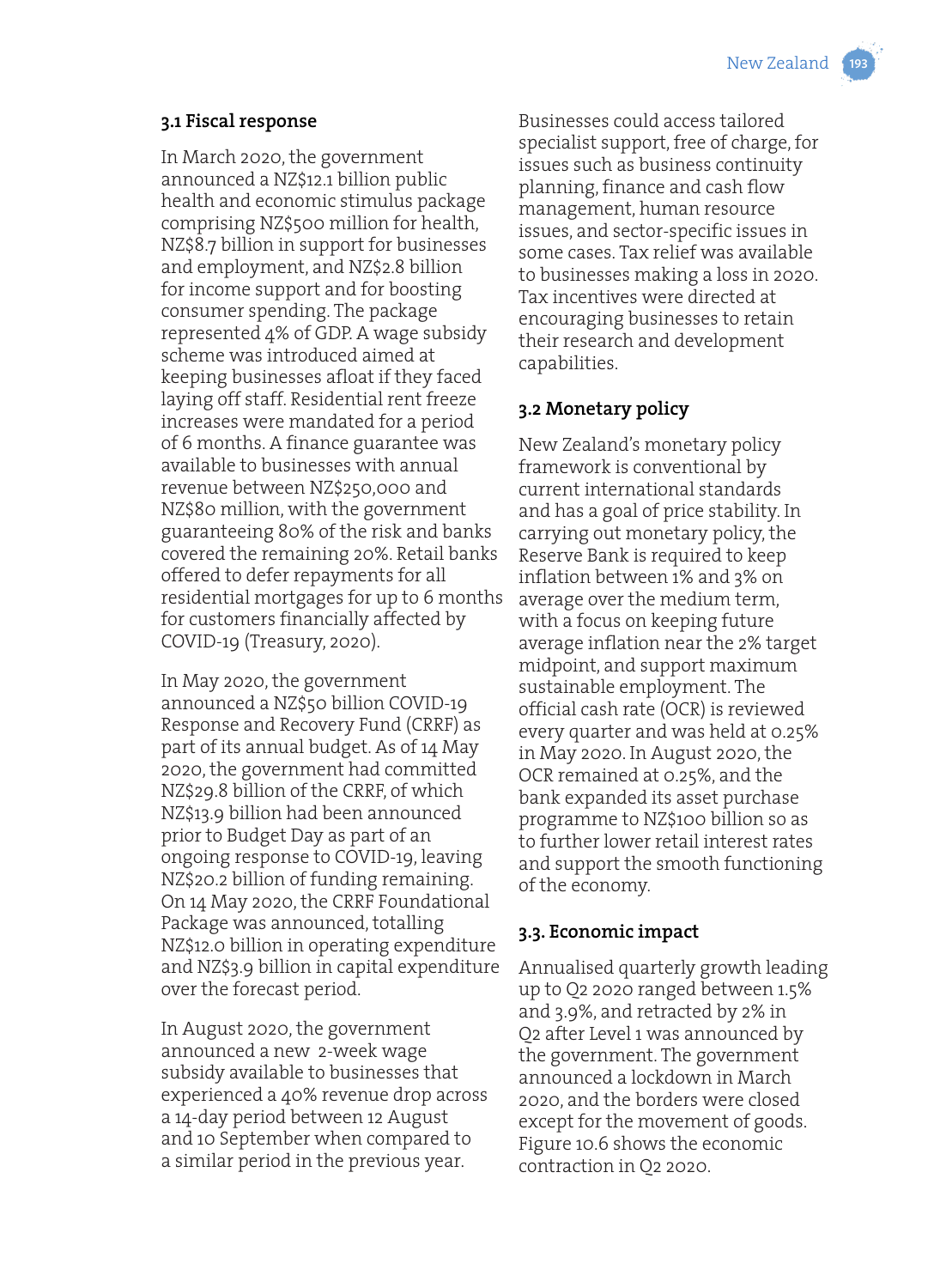### 3.1 Fiscal response

In March 2020, the government announced a NZ$12.1 billion public health and economic stimulus package comprising NZ$500 million for health, NZ$8.7 billion in support for businesses and employment, and NZ$2.8 billion for income support and for boosting consumer spending. The package represented 4% of GDP. A wage subsidy scheme was introduced aimed at keeping businesses afloat if they faced laying off staff. Residential rent freeze increases were mandated for a period of 6 months. A finance guarantee was available to businesses with annual revenue between NZ$250,000 and NZ$80 million, with the government guaranteeing 80% of the risk and banks covered the remaining 20%. Retail banks offered to defer repayments for all residential mortgages for up to 6 months for customers financially affected by COVID-19 (Treasury, 2020).

In May 2020, the government announced a NZ$50 billion COVID-19 Response and Recovery Fund (CRRF) as part of its annual budget. As of 14 May 2020, the government had committed NZ$29.8 billion of the CRRF, of which NZ$13.9 billion had been announced prior to Budget Day as part of an ongoing response to COVID-19, leaving NZ$20.2 billion of funding remaining. On 14 May 2020, the CRRF Foundational Package was announced, totalling NZ$12.0 billion in operating expenditure and NZ$3.9 billion in capital expenditure over the forecast period.

In August 2020, the government announced a new 2-week wage subsidy available to businesses that experienced a 40% revenue drop across a 14-day period between 12 August and 10 September when compared to a similar period in the previous year. Businesses could access tailored specialist support, free of charge, for issues such as business continuity planning, finance and cash flow management, human resource issues, and sector-specific issues in some cases. Tax relief was available to businesses making a loss in 2020. Tax incentives were directed at encouraging businesses to retain their research and development capabilities.

### 3.2 Monetary policy

New Zealand's monetary policy framework is conventional by current international standards and has a goal of price stability. In carrying out monetary policy, the Reserve Bank is required to keep inflation between 1% and 3% on average over the medium term, with a focus on keeping future average inflation near the 2% target midpoint, and support maximum sustainable employment. The official cash rate (OCR) is reviewed every quarter and was held at 0.25% in May 2020. In August 2020, the OCR remained at 0.25%, and the bank expanded its asset purchase programme to NZ$100 billion so as to further lower retail interest rates and support the smooth functioning of the economy.

### 3.3. Economic impact

Annualised quarterly growth leading up to Q2 2020 ranged between 1.5% and 3.9%, and retracted by 2% in Q2 after Level 1 was announced by the government. The government announced a lockdown in March 2020, and the borders were closed except for the movement of goods. Figure 10.6 shows the economic contraction in Q2 2020.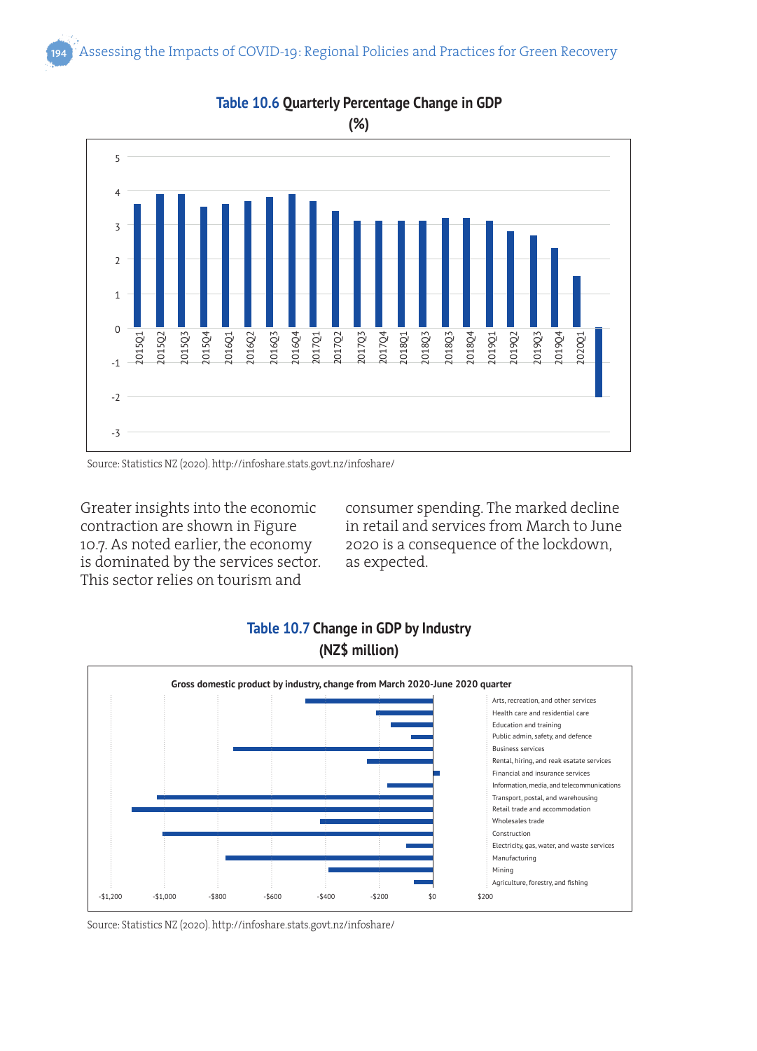**Table 10.6** Quarterly Percentage Change in GDP

(%)

Source: Statistics NZ (2020). http://infoshare.stats.govt.nz/infoshare/

Greater insights into the economic contraction are shown in Figure 10.7. As noted earlier, the economy is dominated by the services sector. This sector relies on tourism and consumer spending. The marked decline in retail and services from March to June 2020 is a consequence of the lockdown, as expected.

**Table 10.7** Change in GDP by Industry

(NZ$ million)

Source: Statistics NZ (2020). http://infoshare.stats.govt.nz/infoshare/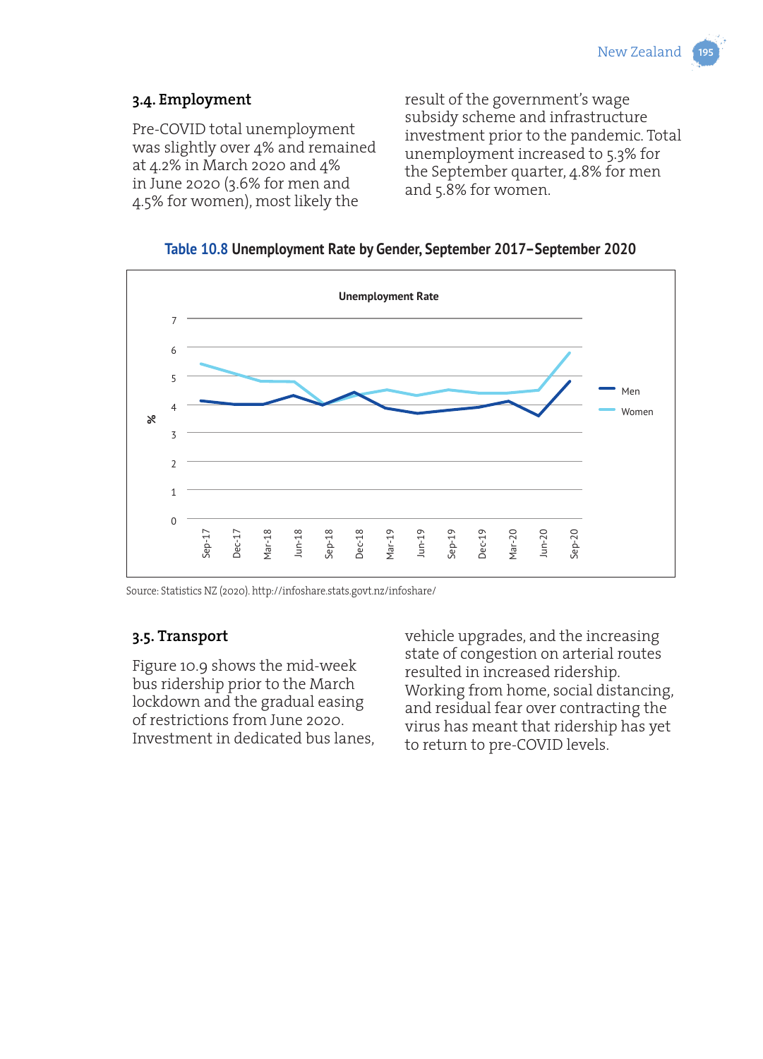### 3.4. Employment

Pre-COVID total unemployment was slightly over 4% and remained at 4.2% in March 2020 and 4% in June 2020 (3.6% for men and 4.5% for women), most likely the result of the government's wage subsidy scheme and infrastructure investment prior to the pandemic. Total unemployment increased to 5.3% for the September quarter, 4.8% for men and 5.8% for women.

**Table 10.8 Unemployment Rate by Gender, September 2017–September 2020**

Source: Statistics NZ (2020). http://infoshare.stats.govt.nz/infoshare/

### 3.5. Transport

Figure 10.9 shows the mid-week bus ridership prior to the March lockdown and the gradual easing of restrictions from June 2020. Investment in dedicated bus lanes, vehicle upgrades, and the increasing state of congestion on arterial routes resulted in increased ridership. Working from home, social distancing, and residual fear over contracting the virus has meant that ridership has yet to return to pre-COVID levels.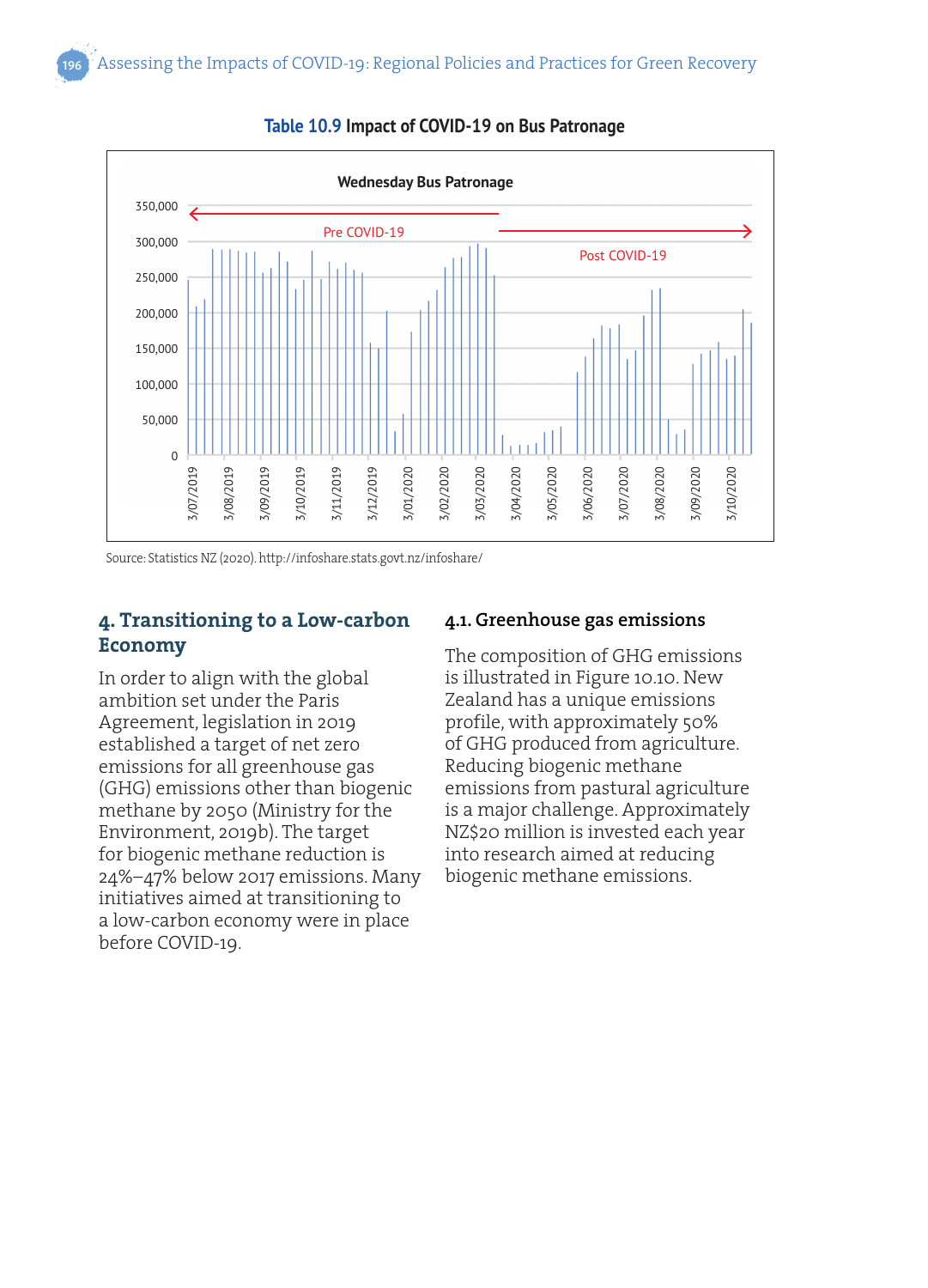**Table 10.9** Impact of COVID-19 on Bus Patronage

Source: Statistics NZ (2020). http://infoshare.stats.govt.nz/infoshare/

## 4. Transitioning to a Low-carbon Economy

In order to align with the global ambition set under the Paris Agreement, legislation in 2019 established a target of net zero emissions for all greenhouse gas (GHG) emissions other than biogenic methane by 2050 (Ministry for the Environment, 2019b). The target for biogenic methane reduction is 24%–47% below 2017 emissions. Many initiatives aimed at transitioning to a low-carbon economy were in place before COVID-19.

### 4.1. Greenhouse gas emissions

The composition of GHG emissions is illustrated in Figure 10.10. New Zealand has a unique emissions profile, with approximately 50% of GHG produced from agriculture. Reducing biogenic methane emissions from pastural agriculture is a major challenge. Approximately NZ$20 million is invested each year into research aimed at reducing biogenic methane emissions.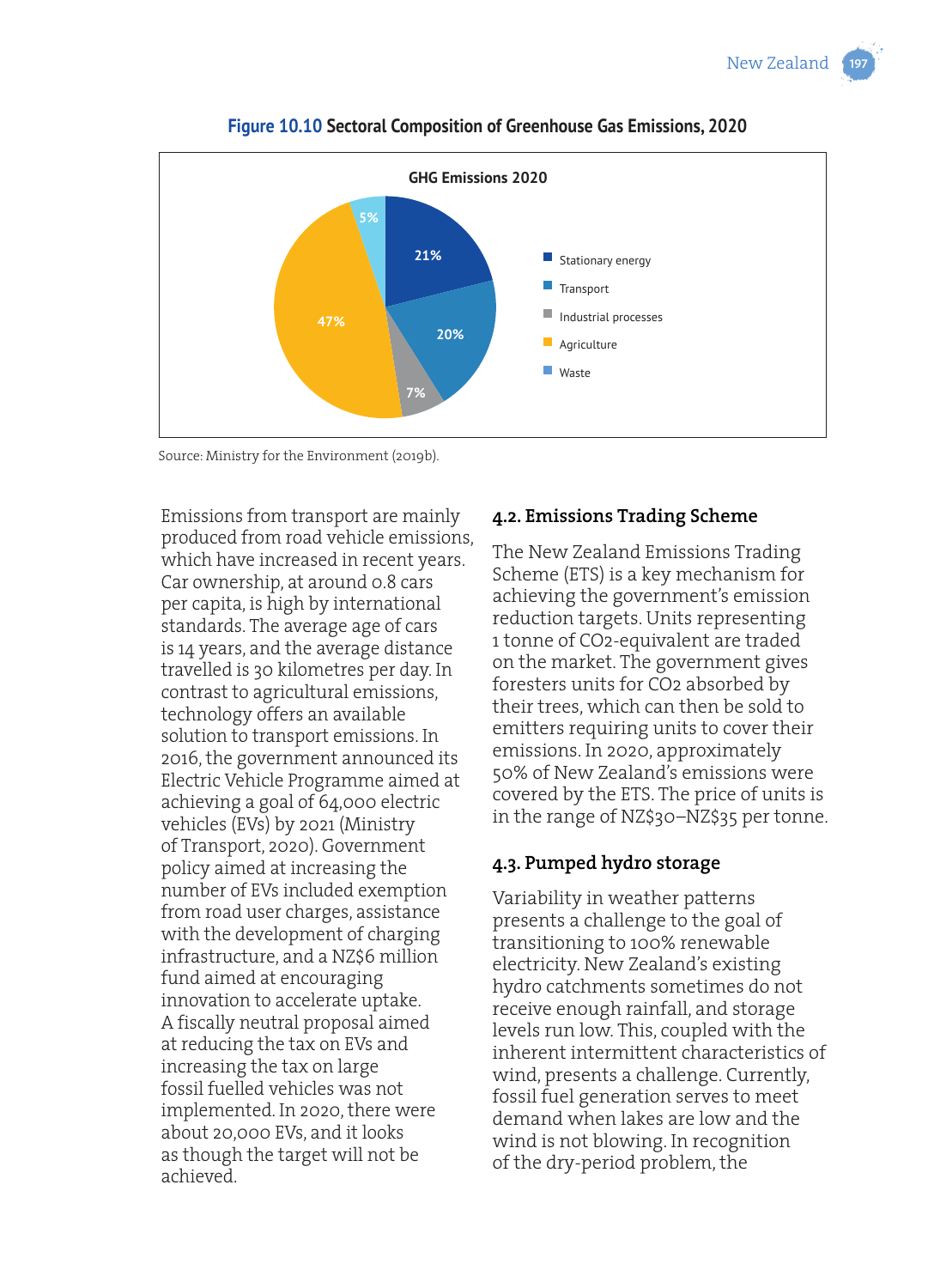**Figure 10.10 Sectoral Composition of Greenhouse Gas Emissions, 2020**

GHG Emissions 2020

| Sector | Share |
| --- | --- |
| Stationary energy | 21% |
| Transport | 20% |
| Industrial processes | 7% |
| Agriculture | 47% |
| Waste | 5% |

Source: Ministry for the Environment (2019b).

Emissions from transport are mainly produced from road vehicle emissions, which have increased in recent years. Car ownership, at around 0.8 cars per capita, is high by international standards. The average age of cars is 14 years, and the average distance travelled is 30 kilometres per day. In contrast to agricultural emissions, technology offers an available solution to transport emissions. In 2016, the government announced its Electric Vehicle Programme aimed at achieving a goal of 64,000 electric vehicles (EVs) by 2021 (Ministry of Transport, 2020). Government policy aimed at increasing the number of EVs included exemption from road user charges, assistance with the development of charging infrastructure, and a NZ$6 million fund aimed at encouraging innovation to accelerate uptake. A fiscally neutral proposal aimed at reducing the tax on EVs and increasing the tax on large fossil fuelled vehicles was not implemented. In 2020, there were about 20,000 EVs, and it looks as though the target will not be achieved.

### 4.2. Emissions Trading Scheme

The New Zealand Emissions Trading Scheme (ETS) is a key mechanism for achieving the government's emission reduction targets. Units representing 1 tonne of $CO_2$-equivalent are traded on the market. The government gives foresters units for $CO_2$ absorbed by their trees, which can then be sold to emitters requiring units to cover their emissions. In 2020, approximately 50% of New Zealand's emissions were covered by the ETS. The price of units is in the range of NZ$30–NZ$35 per tonne.

### 4.3. Pumped hydro storage

Variability in weather patterns presents a challenge to the goal of transitioning to 100% renewable electricity. New Zealand's existing hydro catchments sometimes do not receive enough rainfall, and storage levels run low. This, coupled with the inherent intermittent characteristics of wind, presents a challenge. Currently, fossil fuel generation serves to meet demand when lakes are low and the wind is not blowing. In recognition of the dry-period problem, the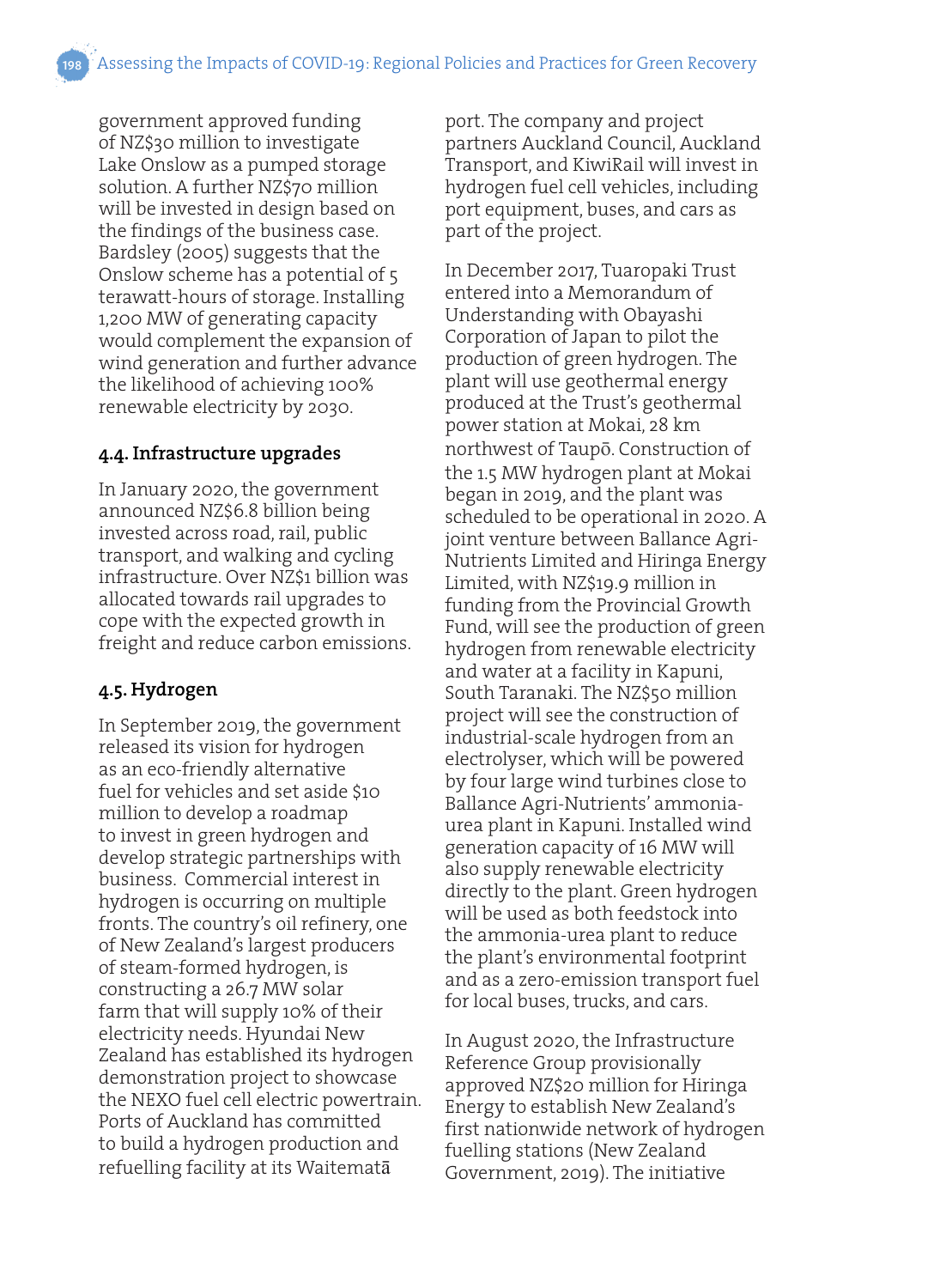government approved funding of NZ$30 million to investigate Lake Onslow as a pumped storage solution. A further NZ$70 million will be invested in design based on the findings of the business case. Bardsley (2005) suggests that the Onslow scheme has a potential of 5 terawatt-hours of storage. Installing 1,200 MW of generating capacity would complement the expansion of wind generation and further advance the likelihood of achieving 100% renewable electricity by 2030.

## 4.4. Infrastructure upgrades

In January 2020, the government announced NZ$6.8 billion being invested across road, rail, public transport, and walking and cycling infrastructure. Over NZ$1 billion was allocated towards rail upgrades to cope with the expected growth in freight and reduce carbon emissions.

## 4.5. Hydrogen

In September 2019, the government released its vision for hydrogen as an eco-friendly alternative fuel for vehicles and set aside $10 million to develop a roadmap to invest in green hydrogen and develop strategic partnerships with business. Commercial interest in hydrogen is occurring on multiple fronts. The country's oil refinery, one of New Zealand's largest producers of steam-formed hydrogen, is constructing a 26.7 MW solar farm that will supply 10% of their electricity needs. Hyundai New Zealand has established its hydrogen demonstration project to showcase the NEXO fuel cell electric powertrain. Ports of Auckland has committed to build a hydrogen production and refuelling facility at its Waitematā port. The company and project partners Auckland Council, Auckland Transport, and KiwiRail will invest in hydrogen fuel cell vehicles, including port equipment, buses, and cars as part of the project.

In December 2017, Tuaropaki Trust entered into a Memorandum of Understanding with Obayashi Corporation of Japan to pilot the production of green hydrogen. The plant will use geothermal energy produced at the Trust's geothermal power station at Mokai, 28 km northwest of Taupō. Construction of the 1.5 MW hydrogen plant at Mokai began in 2019, and the plant was scheduled to be operational in 2020. A joint venture between Ballance Agri-Nutrients Limited and Hiringa Energy Limited, with NZ$19.9 million in funding from the Provincial Growth Fund, will see the production of green hydrogen from renewable electricity and water at a facility in Kapuni, South Taranaki. The NZ$50 million project will see the construction of industrial-scale hydrogen from an electrolyser, which will be powered by four large wind turbines close to Ballance Agri-Nutrients' ammonia-urea plant in Kapuni. Installed wind generation capacity of 16 MW will also supply renewable electricity directly to the plant. Green hydrogen will be used as both feedstock into the ammonia-urea plant to reduce the plant's environmental footprint and as a zero-emission transport fuel for local buses, trucks, and cars.

In August 2020, the Infrastructure Reference Group provisionally approved NZ$20 million for Hiringa Energy to establish New Zealand's first nationwide network of hydrogen fuelling stations (New Zealand Government, 2019). The initiative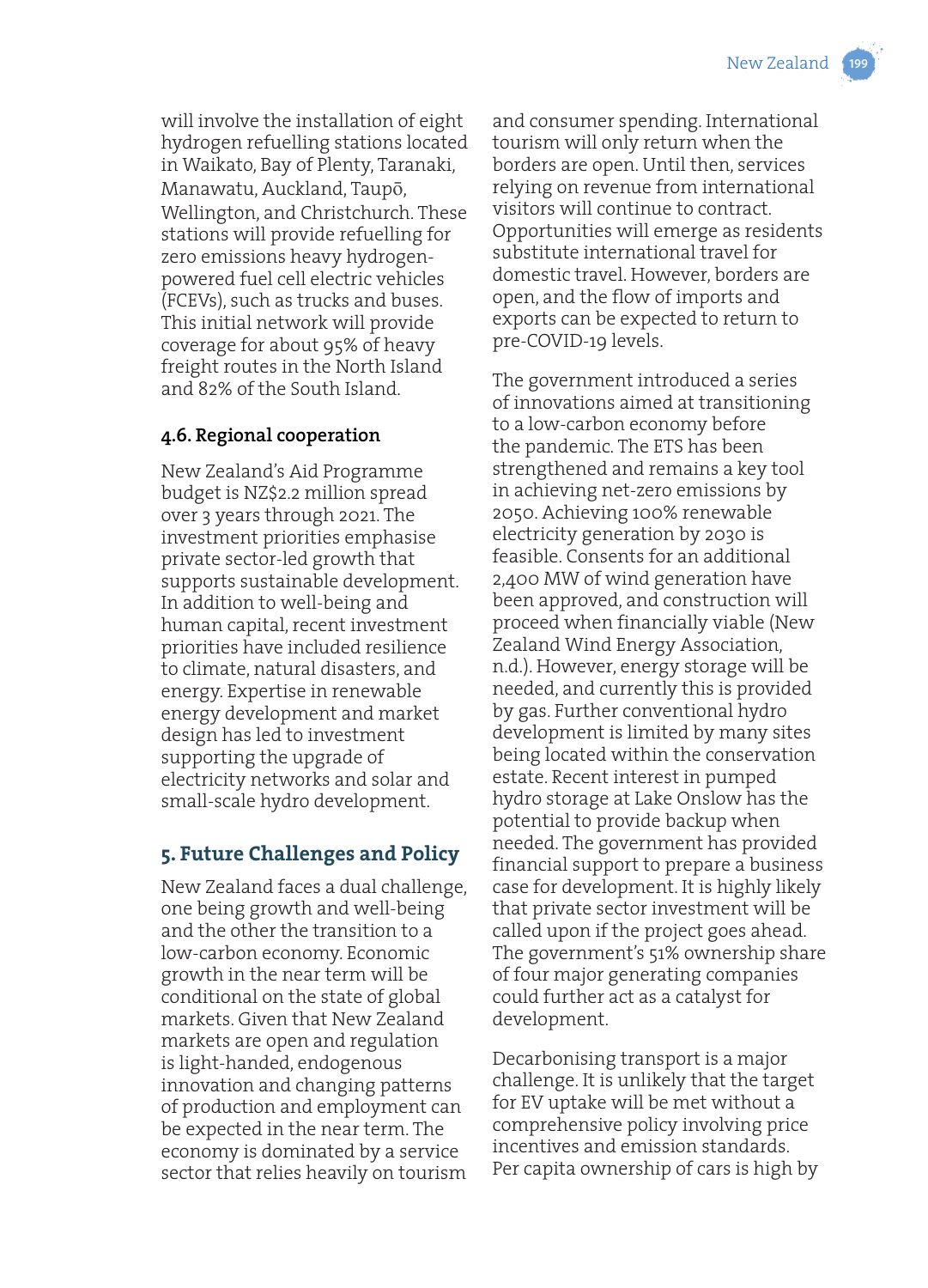will involve the installation of eight hydrogen refuelling stations located in Waikato, Bay of Plenty, Taranaki, Manawatu, Auckland, Taupō, Wellington, and Christchurch. These stations will provide refuelling for zero emissions heavy hydrogen-powered fuel cell electric vehicles (FCEVs), such as trucks and buses. This initial network will provide coverage for about 95% of heavy freight routes in the North Island and 82% of the South Island.

### 4.6. Regional cooperation

New Zealand's Aid Programme budget is NZ$2.2 million spread over 3 years through 2021. The investment priorities emphasise private sector-led growth that supports sustainable development. In addition to well-being and human capital, recent investment priorities have included resilience to climate, natural disasters, and energy. Expertise in renewable energy development and market design has led to investment supporting the upgrade of electricity networks and solar and small-scale hydro development.

## 5. Future Challenges and Policy

New Zealand faces a dual challenge, one being growth and well-being and the other the transition to a low-carbon economy. Economic growth in the near term will be conditional on the state of global markets. Given that New Zealand markets are open and regulation is light-handed, endogenous innovation and changing patterns of production and employment can be expected in the near term. The economy is dominated by a service sector that relies heavily on tourism and consumer spending. International tourism will only return when the borders are open. Until then, services relying on revenue from international visitors will continue to contract. Opportunities will emerge as residents substitute international travel for domestic travel. However, borders are open, and the flow of imports and exports can be expected to return to pre-COVID-19 levels.

The government introduced a series of innovations aimed at transitioning to a low-carbon economy before the pandemic. The ETS has been strengthened and remains a key tool in achieving net-zero emissions by 2050. Achieving 100% renewable electricity generation by 2030 is feasible. Consents for an additional 2,400 MW of wind generation have been approved, and construction will proceed when financially viable (New Zealand Wind Energy Association, n.d.). However, energy storage will be needed, and currently this is provided by gas. Further conventional hydro development is limited by many sites being located within the conservation estate. Recent interest in pumped hydro storage at Lake Onslow has the potential to provide backup when needed. The government has provided financial support to prepare a business case for development. It is highly likely that private sector investment will be called upon if the project goes ahead. The government's 51% ownership share of four major generating companies could further act as a catalyst for development.

Decarbonising transport is a major challenge. It is unlikely that the target for EV uptake will be met without a comprehensive policy involving price incentives and emission standards. Per capita ownership of cars is high by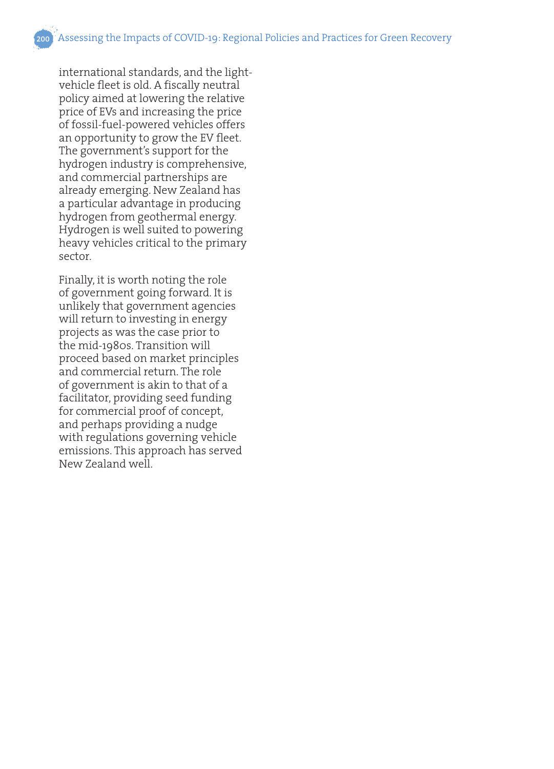international standards, and the light-vehicle fleet is old. A fiscally neutral policy aimed at lowering the relative price of EVs and increasing the price of fossil-fuel-powered vehicles offers an opportunity to grow the EV fleet. The government's support for the hydrogen industry is comprehensive, and commercial partnerships are already emerging. New Zealand has a particular advantage in producing hydrogen from geothermal energy. Hydrogen is well suited to powering heavy vehicles critical to the primary sector.

Finally, it is worth noting the role of government going forward. It is unlikely that government agencies will return to investing in energy projects as was the case prior to the mid-1980s. Transition will proceed based on market principles and commercial return. The role of government is akin to that of a facilitator, providing seed funding for commercial proof of concept, and perhaps providing a nudge with regulations governing vehicle emissions. This approach has served New Zealand well.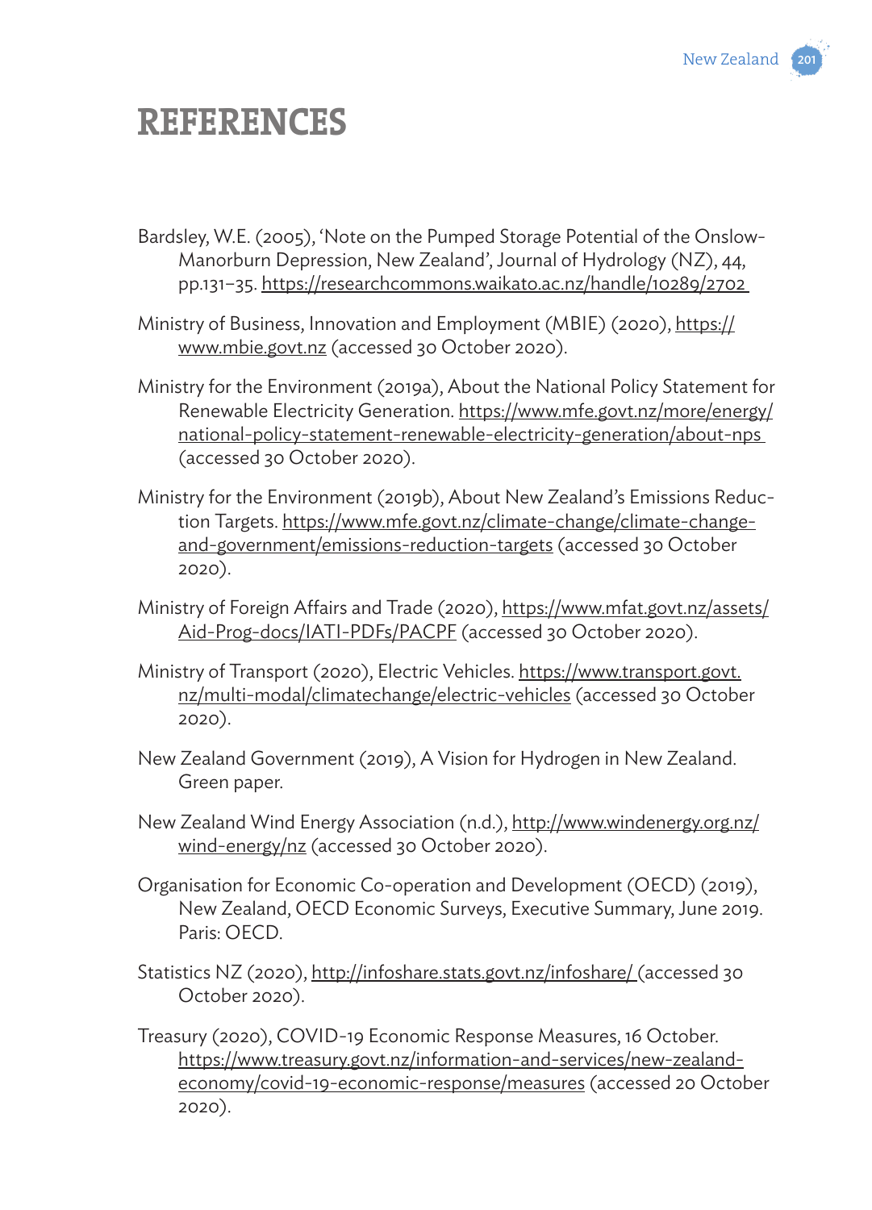# REFERENCES

Bardsley, W.E. (2005), 'Note on the Pumped Storage Potential of the Onslow-Manorburn Depression, New Zealand', Journal of Hydrology (NZ), 44, pp.131–35. https://researchcommons.waikato.ac.nz/handle/10289/2702

Ministry of Business, Innovation and Employment (MBIE) (2020), https://www.mbie.govt.nz (accessed 30 October 2020).

Ministry for the Environment (2019a), About the National Policy Statement for Renewable Electricity Generation. https://www.mfe.govt.nz/more/energy/national-policy-statement-renewable-electricity-generation/about-nps (accessed 30 October 2020).

Ministry for the Environment (2019b), About New Zealand's Emissions Reduction Targets. https://www.mfe.govt.nz/climate-change/climate-change-and-government/emissions-reduction-targets (accessed 30 October 2020).

Ministry of Foreign Affairs and Trade (2020), https://www.mfat.govt.nz/assets/Aid-Prog-docs/IATI-PDFs/PACPF (accessed 30 October 2020).

Ministry of Transport (2020), Electric Vehicles. https://www.transport.govt.nz/multi-modal/climatechange/electric-vehicles (accessed 30 October 2020).

New Zealand Government (2019), A Vision for Hydrogen in New Zealand. Green paper.

New Zealand Wind Energy Association (n.d.), http://www.windenergy.org.nz/wind-energy/nz (accessed 30 October 2020).

Organisation for Economic Co-operation and Development (OECD) (2019), New Zealand, OECD Economic Surveys, Executive Summary, June 2019. Paris: OECD.

Statistics NZ (2020), http://infoshare.stats.govt.nz/infoshare/ (accessed 30 October 2020).

Treasury (2020), COVID-19 Economic Response Measures, 16 October. https://www.treasury.govt.nz/information-and-services/new-zealand-economy/covid-19-economic-response/measures (accessed 20 October 2020).